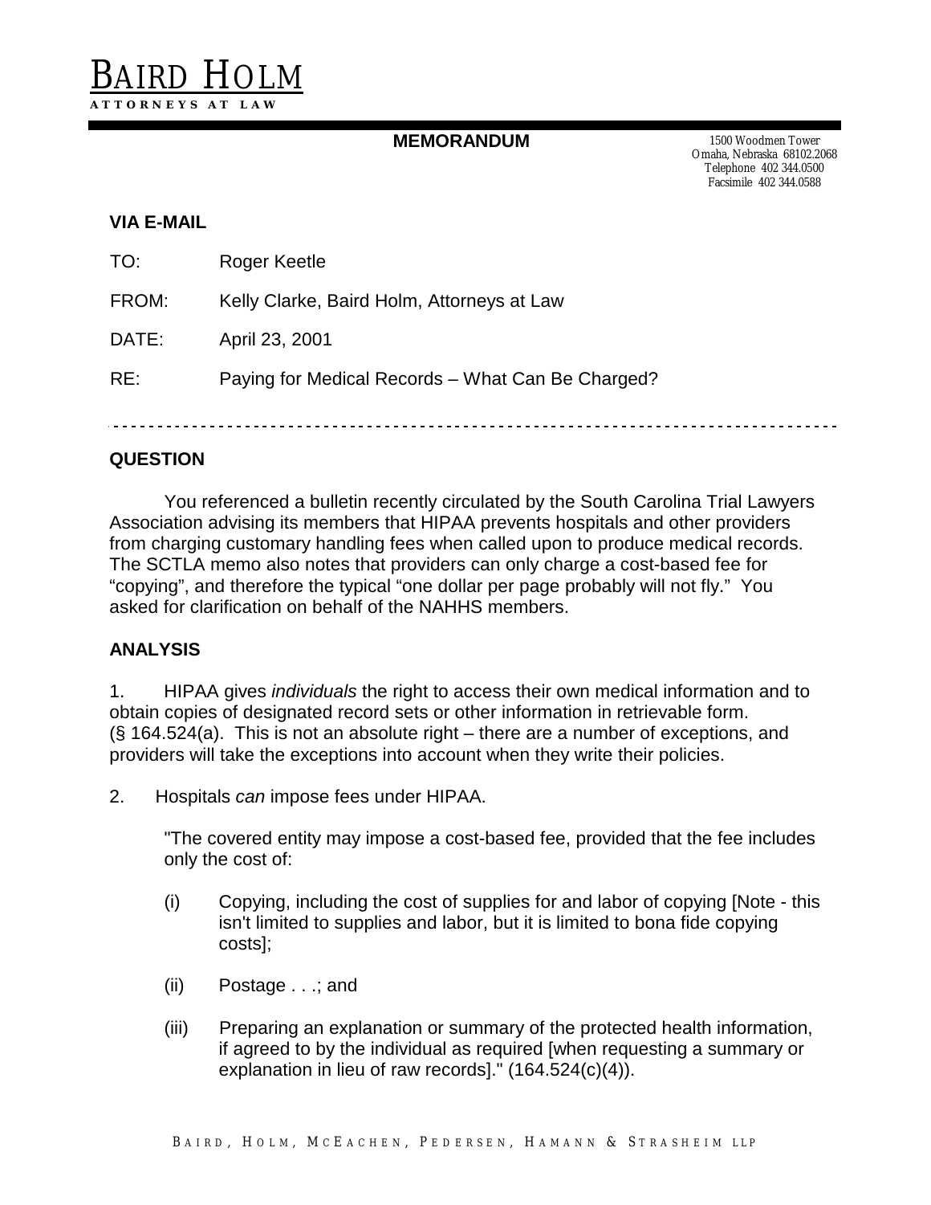# BAIRD HOLM

**ATTORNEYS AT LAW**

**MEMORANDUM**

1500 Woodmen Tower
Omaha, Nebraska 68102.2068
Telephone 402 344.0500
Facsimile 402 344.0588

**VIA E-MAIL**

TO: Roger Keetle

FROM: Kelly Clarke, Baird Holm, Attorneys at Law

DATE: April 23, 2001

RE: Paying for Medical Records – What Can Be Charged?

---

**QUESTION**

You referenced a bulletin recently circulated by the South Carolina Trial Lawyers Association advising its members that HIPAA prevents hospitals and other providers from charging customary handling fees when called upon to produce medical records. The SCTLA memo also notes that providers can only charge a cost-based fee for "copying", and therefore the typical "one dollar per page probably will not fly." You asked for clarification on behalf of the NAHHS members.

**ANALYSIS**

1. HIPAA gives *individuals* the right to access their own medical information and to obtain copies of designated record sets or other information in retrievable form. (§ 164.524(a). This is not an absolute right – there are a number of exceptions, and providers will take the exceptions into account when they write their policies.

2. Hospitals *can* impose fees under HIPAA.

   "The covered entity may impose a cost-based fee, provided that the fee includes only the cost of:

   (i) Copying, including the cost of supplies for and labor of copying [Note - this isn't limited to supplies and labor, but it is limited to bona fide copying costs];

   (ii) Postage . . .; and

   (iii) Preparing an explanation or summary of the protected health information, if agreed to by the individual as required [when requesting a summary or explanation in lieu of raw records]." (164.524(c)(4)).

BAIRD, HOLM, MCEACHEN, PEDERSEN, HAMANN & STRASHEIM LLP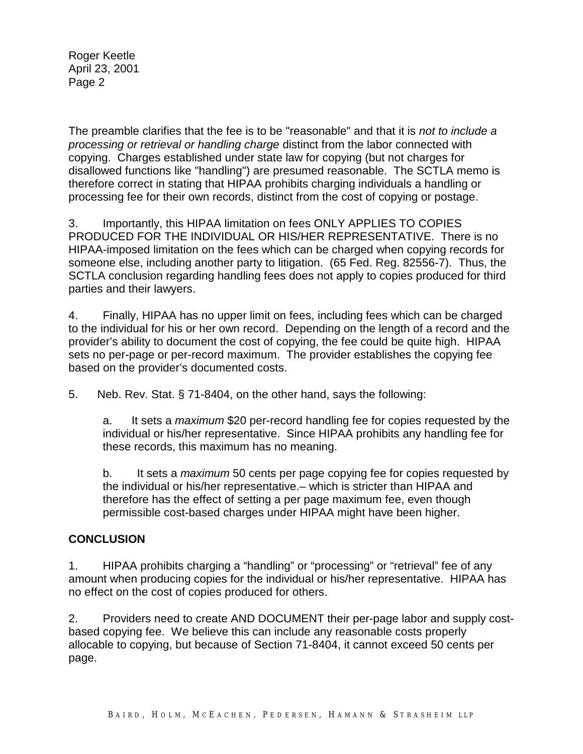The preamble clarifies that the fee is to be "reasonable" and that it is *not to include a processing or retrieval or handling charge* distinct from the labor connected with copying. Charges established under state law for copying (but not charges for disallowed functions like "handling") are presumed reasonable. The SCTLA memo is therefore correct in stating that HIPAA prohibits charging individuals a handling or processing fee for their own records, distinct from the cost of copying or postage.

3. Importantly, this HIPAA limitation on fees ONLY APPLIES TO COPIES PRODUCED FOR THE INDIVIDUAL OR HIS/HER REPRESENTATIVE. There is no HIPAA-imposed limitation on the fees which can be charged when copying records for someone else, including another party to litigation. (65 Fed. Reg. 82556-7). Thus, the SCTLA conclusion regarding handling fees does not apply to copies produced for third parties and their lawyers.

4. Finally, HIPAA has no upper limit on fees, including fees which can be charged to the individual for his or her own record. Depending on the length of a record and the provider's ability to document the cost of copying, the fee could be quite high. HIPAA sets no per-page or per-record maximum. The provider establishes the copying fee based on the provider's documented costs.

5. Neb. Rev. Stat. § 71-8404, on the other hand, says the following:

   a. It sets a *maximum* $20 per-record handling fee for copies requested by the individual or his/her representative. Since HIPAA prohibits any handling fee for these records, this maximum has no meaning.

   b. It sets a *maximum* 50 cents per page copying fee for copies requested by the individual or his/her representative.– which is stricter than HIPAA and therefore has the effect of setting a per page maximum fee, even though permissible cost-based charges under HIPAA might have been higher.

**CONCLUSION**

1. HIPAA prohibits charging a "handling" or "processing" or "retrieval" fee of any amount when producing copies for the individual or his/her representative. HIPAA has no effect on the cost of copies produced for others.

2. Providers need to create AND DOCUMENT their per-page labor and supply cost-based copying fee. We believe this can include any reasonable costs properly allocable to copying, but because of Section 71-8404, it cannot exceed 50 cents per page.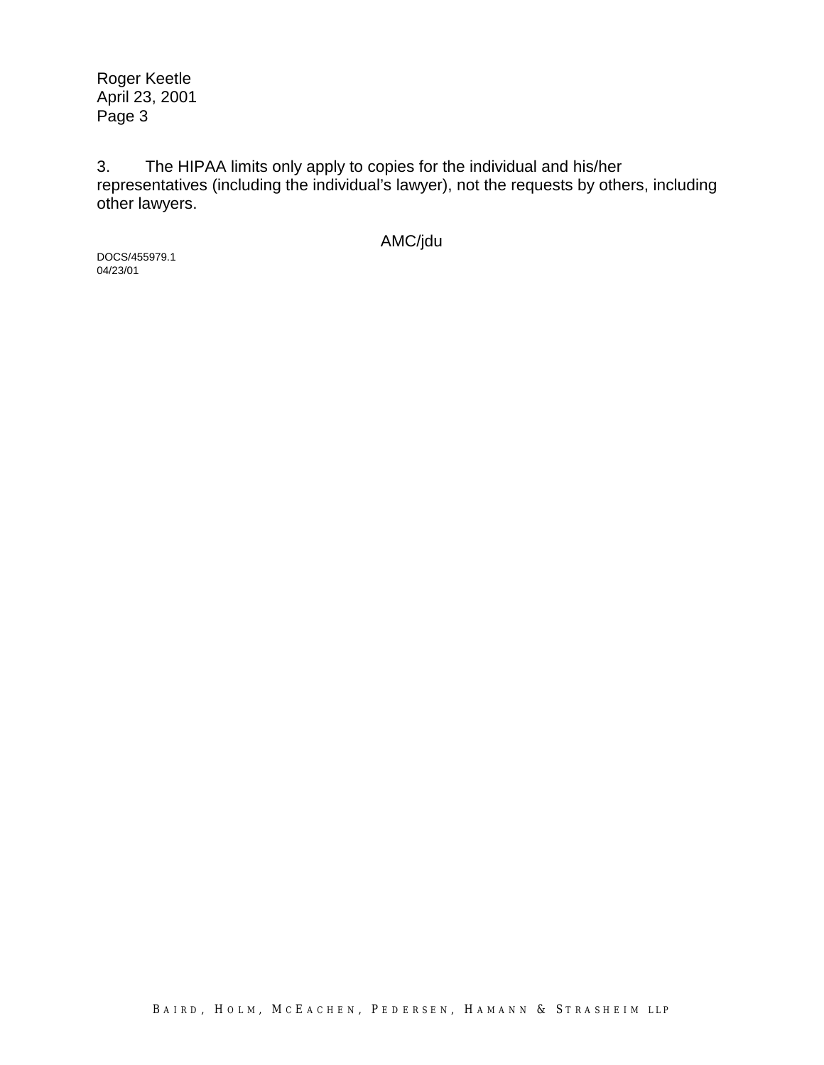3. The HIPAA limits only apply to copies for the individual and his/her representatives (including the individual's lawyer), not the requests by others, including other lawyers.

AMC/jdu

DOCS/455979.1
04/23/01